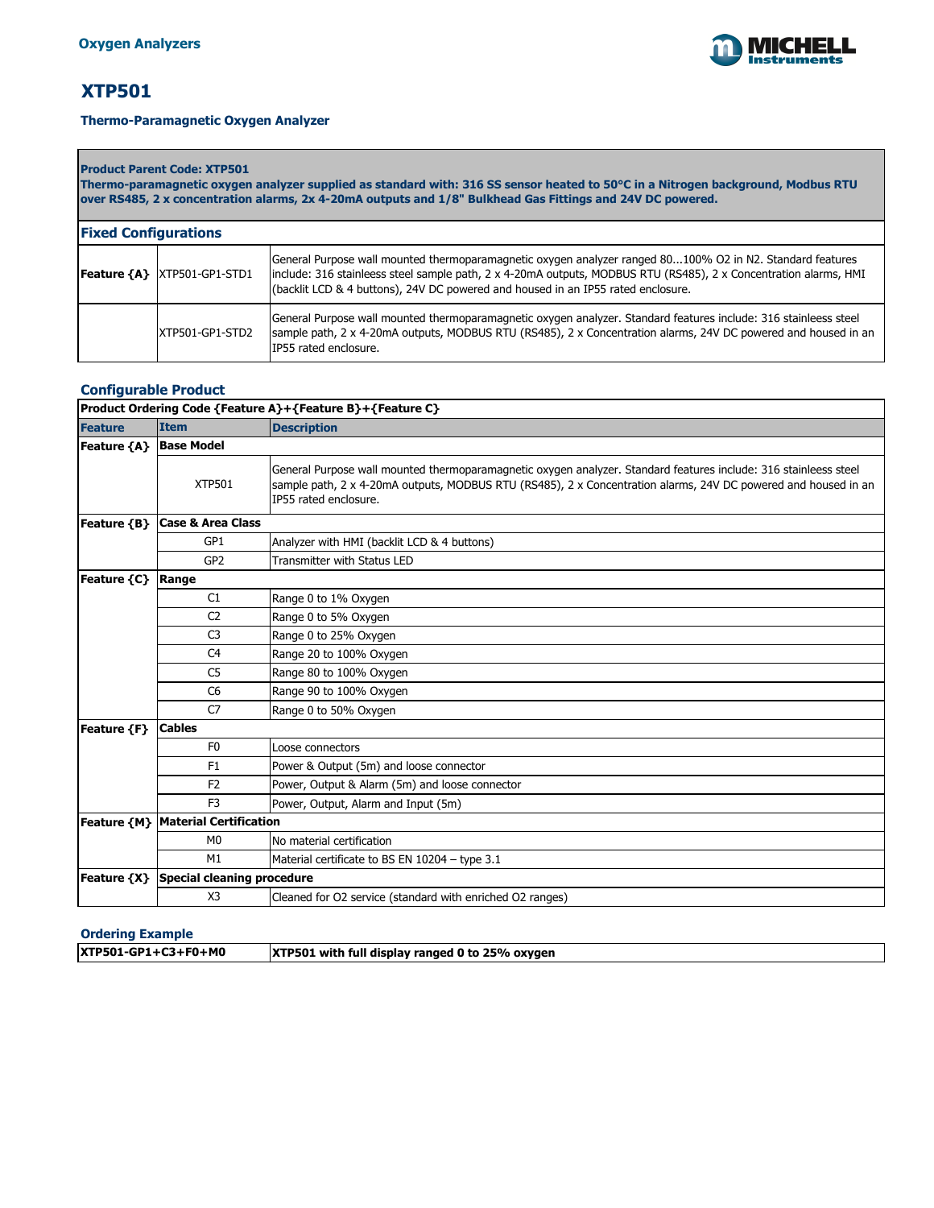Oxygen Analyzers

# XTP501

### Thermo-Paramagnetic Oxygen Analyzer

| **Product Parent Code: XTP501**<br>**Thermo-paramagnetic oxygen analyzer supplied as standard with: 316 SS sensor heated to 50°C in a Nitrogen background, Modbus RTU over RS485, 2 x concentration alarms, 2x 4-20mA outputs and 1/8" Bulkhead Gas Fittings and 24V DC powered.** | | |
|---|---|---|
| **Fixed Configurations** | | |
| **Feature {A}** | XTP501-GP1-STD1 | General Purpose wall mounted thermoparamagnetic oxygen analyzer ranged 80...100% O2 in N2. Standard features include: 316 stainleess steel sample path, 2 x 4-20mA outputs, MODBUS RTU (RS485), 2 x Concentration alarms, HMI (backlit LCD & 4 buttons), 24V DC powered and housed in an IP55 rated enclosure. |
| | XTP501-GP1-STD2 | General Purpose wall mounted thermoparamagnetic oxygen analyzer. Standard features include: 316 stainleess steel sample path, 2 x 4-20mA outputs, MODBUS RTU (RS485), 2 x Concentration alarms, 24V DC powered and housed in an IP55 rated enclosure. |

## Configurable Product

| **Product Ordering Code {Feature A}+{Feature B}+{Feature C}** | | |
|---|---|---|
| **Feature** | **Item** | **Description** |
| **Feature {A}** | **Base Model** | |
| | XTP501 | General Purpose wall mounted thermoparamagnetic oxygen analyzer. Standard features include: 316 stainleess steel sample path, 2 x 4-20mA outputs, MODBUS RTU (RS485), 2 x Concentration alarms, 24V DC powered and housed in an IP55 rated enclosure. |
| **Feature {B}** | **Case & Area Class** | |
| | GP1 | Analyzer with HMI (backlit LCD & 4 buttons) |
| | GP2 | Transmitter with Status LED |
| **Feature {C}** | **Range** | |
| | C1 | Range 0 to 1% Oxygen |
| | C2 | Range 0 to 5% Oxygen |
| | C3 | Range 0 to 25% Oxygen |
| | C4 | Range 20 to 100% Oxygen |
| | C5 | Range 80 to 100% Oxygen |
| | C6 | Range 90 to 100% Oxygen |
| | C7 | Range 0 to 50% Oxygen |
| **Feature {F}** | **Cables** | |
| | F0 | Loose connectors |
| | F1 | Power & Output (5m) and loose connector |
| | F2 | Power, Output & Alarm (5m) and loose connector |
| | F3 | Power, Output, Alarm and Input (5m) |
| **Feature {M}** | **Material Certification** | |
| | M0 | No material certification |
| | M1 | Material certificate to BS EN 10204 – type 3.1 |
| **Feature {X}** | **Special cleaning procedure** | |
| | X3 | Cleaned for O2 service (standard with enriched O2 ranges) |

## Ordering Example

| **XTP501-GP1+C3+F0+M0** | **XTP501 with full display ranged 0 to 25% oxygen** |
|---|---|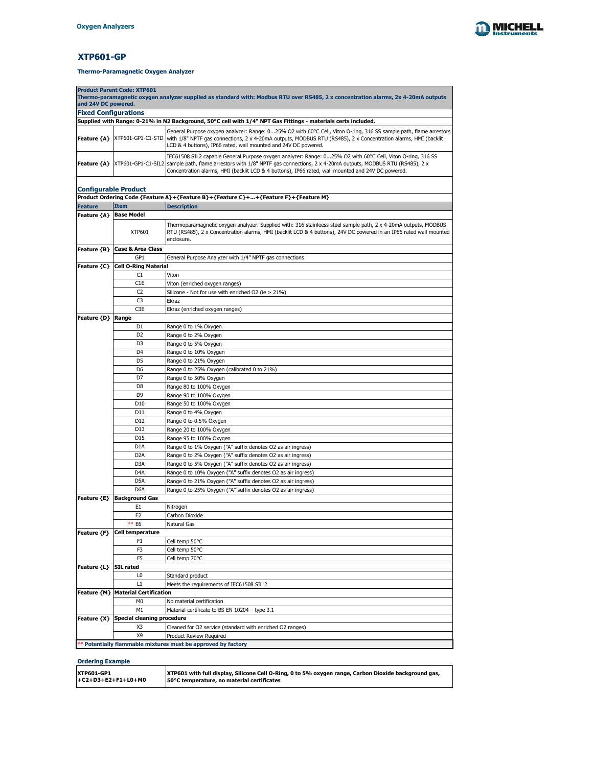## XTP601-GP

### Thermo-Paramagnetic Oxygen Analyzer

**Product Parent Code: XTP601**
**Thermo-paramagnetic oxygen analyzer supplied as standard with: Modbus RTU over RS485, 2 x concentration alarms, 2x 4-20mA outputs and 24V DC powered.**

**Fixed Configurations**

**Supplied with Range: 0-21% in N2 Background, 50°C cell with 1/4" NPT Gas Fittings - materials certs included.**

| | | |
|---|---|---|
| **Feature {A}** | XTP601-GP1-C1-STD | General Purpose oxygen analyzer: Range: 0...25% O2 with 60°C Cell, Viton O-ring, 316 SS sample path, flame arrestors with 1/8" NPTF gas connections, 2 x 4-20mA outputs, MODBUS RTU (RS485), 2 x Concentration alarms, HMI (backlit LCD & 4 buttons), IP66 rated, wall mounted and 24V DC powered. |
| **Feature {A}** | XTP601-GP1-C1-SIL2 | IEC61508 SIL2 capable General Purpose oxygen analyzer: Range: 0...25% O2 with 60°C Cell, Viton O-ring, 316 SS sample path, flame arrestors with 1/8" NPTF gas connections, 2 x 4-20mA outputs, MODBUS RTU (RS485), 2 x Concentration alarms, HMI (backlit LCD & 4 buttons), IP66 rated, wall mounted and 24V DC powered. |

**Configurable Product**

**Product Ordering Code {Feature A}+{Feature B}+{Feature C}+...+{Feature F}+{Feature M}**

| Feature | Item | Description |
|---|---|---|
| **Feature {A}** | **Base Model** | |
| | XTP601 | Thermoparamagnetic oxygen analyzer. Supplied with: 316 stainless steel sample path, 2 x 4-20mA outputs, MODBUS RTU (RS485), 2 x Concentration alarms, HMI (backlit LCD & 4 buttons), 24V DC powered in an IP66 rated wall mounted enclosure. |
| **Feature {B}** | **Case & Area Class** | |
| | GP1 | General Purpose Analyzer with 1/4" NPTF gas connections |
| **Feature {C}** | **Cell O-Ring Material** | |
| | C1 | Viton |
| | C1E | Viton (enriched oxygen ranges) |
| | C2 | Silicone - Not for use with enriched O2 (ie > 21%) |
| | C3 | Ekraz |
| | C3E | Ekraz (enriched oxygen ranges) |
| **Feature {D}** | **Range** | |
| | D1 | Range 0 to 1% Oxygen |
| | D2 | Range 0 to 2% Oxygen |
| | D3 | Range 0 to 5% Oxygen |
| | D4 | Range 0 to 10% Oxygen |
| | D5 | Range 0 to 21% Oxygen |
| | D6 | Range 0 to 25% Oxygen (calibrated 0 to 21%) |
| | D7 | Range 0 to 50% Oxygen |
| | D8 | Range 80 to 100% Oxygen |
| | D9 | Range 90 to 100% Oxygen |
| | D10 | Range 50 to 100% Oxygen |
| | D11 | Range 0 to 4% Oxygen |
| | D12 | Range 0 to 0.5% Oxygen |
| | D13 | Range 20 to 100% Oxygen |
| | D15 | Range 95 to 100% Oxygen |
| | D1A | Range 0 to 1% Oxygen ("A" suffix denotes O2 as air ingress) |
| | D2A | Range 0 to 2% Oxygen ("A" suffix denotes O2 as air ingress) |
| | D3A | Range 0 to 5% Oxygen ("A" suffix denotes O2 as air ingress) |
| | D4A | Range 0 to 10% Oxygen ("A" suffix denotes O2 as air ingress) |
| | D5A | Range 0 to 21% Oxygen ("A" suffix denotes O2 as air ingress) |
| | D6A | Range 0 to 25% Oxygen ("A" suffix denotes O2 as air ingress) |
| **Feature {E}** | **Background Gas** | |
| | E1 | Nitrogen |
| | E2 | Carbon Dioxide |
| | ** E6 | Natural Gas |
| **Feature {F}** | **Cell temperature** | |
| | F1 | Cell temp 50°C |
| | F3 | Cell temp 50°C |
| | F5 | Cell temp 70°C |
| **Feature {L}** | **SIL rated** | |
| | L0 | Standard product |
| | L1 | Meets the requirements of IEC61508 SIL 2 |
| **Feature {M}** | **Material Certification** | |
| | M0 | No material certification |
| | M1 | Material certificate to BS EN 10204 – type 3.1 |
| **Feature {X}** | **Special cleaning procedure** | |
| | X3 | Cleaned for O2 service (standard with enriched O2 ranges) |
| | X9 | Product Review Required |

** **Potentially flammable mixtures must be approved by factory**

**Ordering Example**

| | |
|---|---|
| **XTP601-GP1 +C2+D3+E2+F1+L0+M0** | **XTP601 with full display, Silicone Cell O-Ring, 0 to 5% oxygen range, Carbon Dioxide background gas, 50°C temperature, no material certificates** |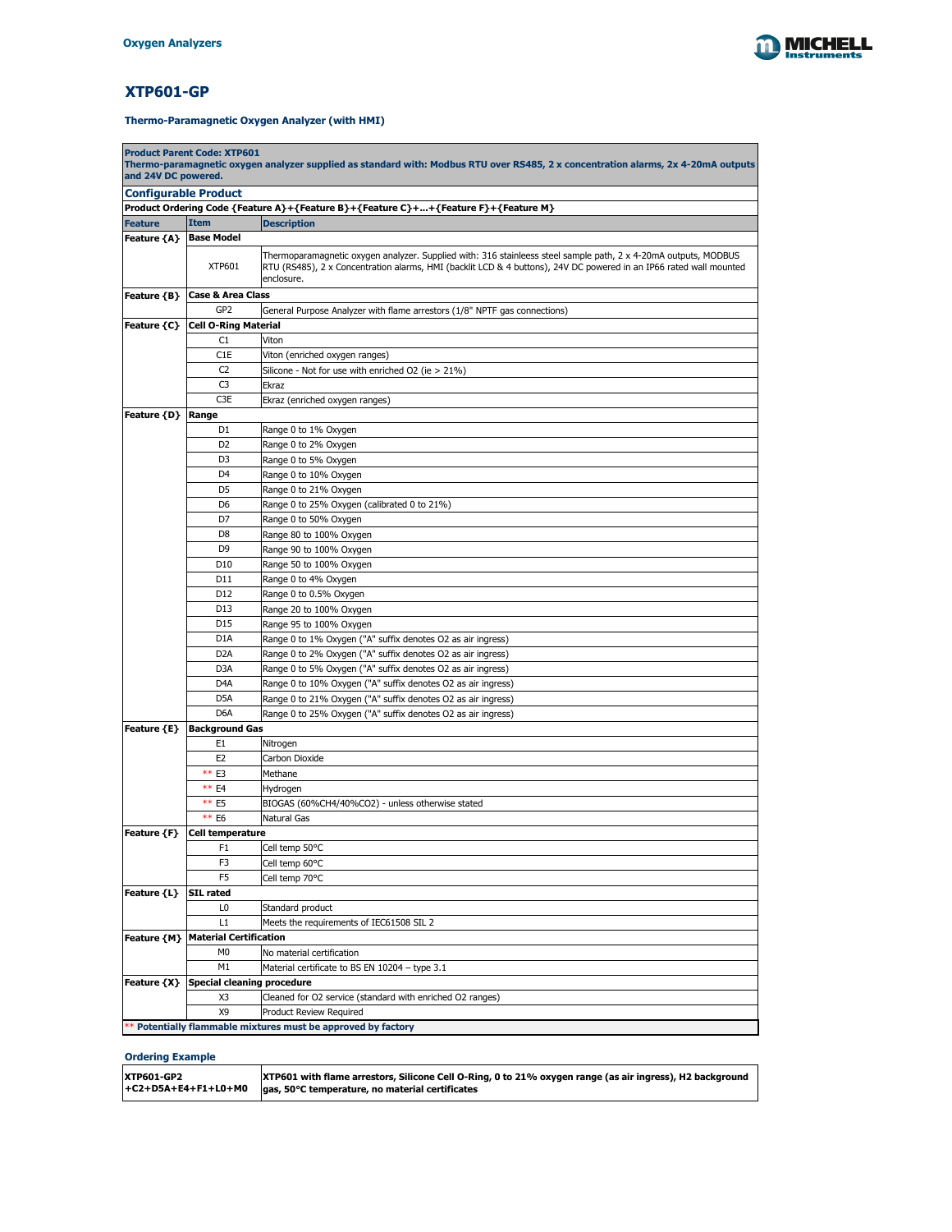## XTP601-GP

### Thermo-Paramagnetic Oxygen Analyzer (with HMI)

**Product Parent Code: XTP601**
**Thermo-paramagnetic oxygen analyzer supplied as standard with: Modbus RTU over RS485, 2 x concentration alarms, 2x 4-20mA outputs and 24V DC powered.**

**Configurable Product**

**Product Ordering Code {Feature A}+{Feature B}+{Feature C}+...+{Feature F}+{Feature M}**

| Feature | Item | Description |
|---|---|---|
| **Feature {A}** | **Base Model** | |
| | XTP601 | Thermoparamagnetic oxygen analyzer. Supplied with: 316 stainleess steel sample path, 2 x 4-20mA outputs, MODBUS RTU (RS485), 2 x Concentration alarms, HMI (backlit LCD & 4 buttons), 24V DC powered in an IP66 rated wall mounted enclosure. |
| **Feature {B}** | **Case & Area Class** | |
| | GP2 | General Purpose Analyzer with flame arrestors (1/8" NPTF gas connections) |
| **Feature {C}** | **Cell O-Ring Material** | |
| | C1 | Viton |
| | C1E | Viton (enriched oxygen ranges) |
| | C2 | Silicone - Not for use with enriched O2 (ie > 21%) |
| | C3 | Ekraz |
| | C3E | Ekraz (enriched oxygen ranges) |
| **Feature {D}** | **Range** | |
| | D1 | Range 0 to 1% Oxygen |
| | D2 | Range 0 to 2% Oxygen |
| | D3 | Range 0 to 5% Oxygen |
| | D4 | Range 0 to 10% Oxygen |
| | D5 | Range 0 to 21% Oxygen |
| | D6 | Range 0 to 25% Oxygen (calibrated 0 to 21%) |
| | D7 | Range 0 to 50% Oxygen |
| | D8 | Range 80 to 100% Oxygen |
| | D9 | Range 90 to 100% Oxygen |
| | D10 | Range 50 to 100% Oxygen |
| | D11 | Range 0 to 4% Oxygen |
| | D12 | Range 0 to 0.5% Oxygen |
| | D13 | Range 20 to 100% Oxygen |
| | D15 | Range 95 to 100% Oxygen |
| | D1A | Range 0 to 1% Oxygen ("A" suffix denotes O2 as air ingress) |
| | D2A | Range 0 to 2% Oxygen ("A" suffix denotes O2 as air ingress) |
| | D3A | Range 0 to 5% Oxygen ("A" suffix denotes O2 as air ingress) |
| | D4A | Range 0 to 10% Oxygen ("A" suffix denotes O2 as air ingress) |
| | D5A | Range 0 to 21% Oxygen ("A" suffix denotes O2 as air ingress) |
| | D6A | Range 0 to 25% Oxygen ("A" suffix denotes O2 as air ingress) |
| **Feature {E}** | **Background Gas** | |
| | E1 | Nitrogen |
| | E2 | Carbon Dioxide |
| | ** E3 | Methane |
| | ** E4 | Hydrogen |
| | ** E5 | BIOGAS (60%CH4/40%CO2) - unless otherwise stated |
| | ** E6 | Natural Gas |
| **Feature {F}** | **Cell temperature** | |
| | F1 | Cell temp 50°C |
| | F3 | Cell temp 60°C |
| | F5 | Cell temp 70°C |
| **Feature {L}** | **SIL rated** | |
| | L0 | Standard product |
| | L1 | Meets the requirements of IEC61508 SIL 2 |
| **Feature {M}** | **Material Certification** | |
| | M0 | No material certification |
| | M1 | Material certificate to BS EN 10204 – type 3.1 |
| **Feature {X}** | **Special cleaning procedure** | |
| | X3 | Cleaned for O2 service (standard with enriched O2 ranges) |
| | X9 | Product Review Required |

** **Potentially flammable mixtures must be approved by factory**

### Ordering Example

| | |
|---|---|
| **XTP601-GP2 +C2+D5A+E4+F1+L0+M0** | **XTP601 with flame arrestors, Silicone Cell O-Ring, 0 to 21% oxygen range (as air ingress), H2 background gas, 50°C temperature, no material certificates** |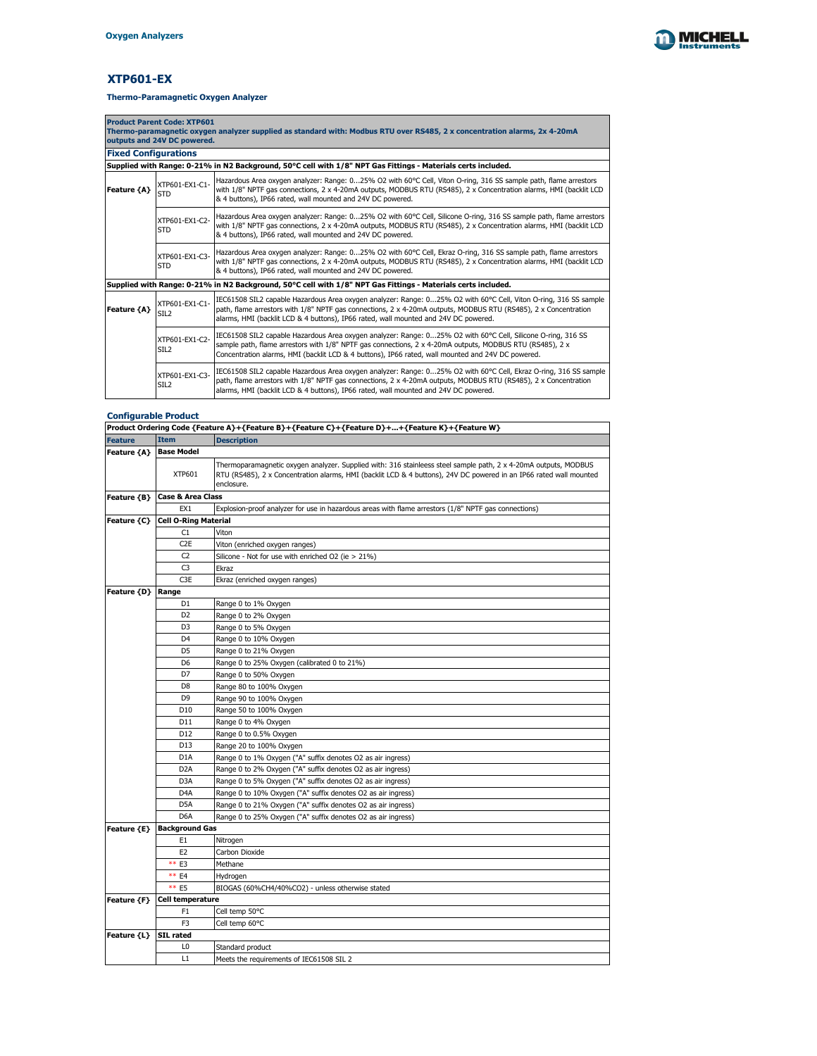Oxygen Analyzers

# XTP601-EX

### Thermo-Paramagnetic Oxygen Analyzer

| **Product Parent Code: XTP601**<br>**Thermo-paramagnetic oxygen analyzer supplied as standard with: Modbus RTU over RS485, 2 x concentration alarms, 2x 4-20mA outputs and 24V DC powered.** | | |
|---|---|---|
| **Fixed Configurations** | | |
| **Supplied with Range: 0-21% in N2 Background, 50°C cell with 1/8" NPT Gas Fittings - Materials certs included.** | | |
| **Feature {A}** | XTP601-EX1-C1-STD | Hazardous Area oxygen analyzer: Range: 0...25% O2 with 60°C Cell, Viton O-ring, 316 SS sample path, flame arrestors with 1/8" NPTF gas connections, 2 x 4-20mA outputs, MODBUS RTU (RS485), 2 x Concentration alarms, HMI (backlit LCD & 4 buttons), IP66 rated, wall mounted and 24V DC powered. |
| | XTP601-EX1-C2-STD | Hazardous Area oxygen analyzer: Range: 0...25% O2 with 60°C Cell, Silicone O-ring, 316 SS sample path, flame arrestors with 1/8" NPTF gas connections, 2 x 4-20mA outputs, MODBUS RTU (RS485), 2 x Concentration alarms, HMI (backlit LCD & 4 buttons), IP66 rated, wall mounted and 24V DC powered. |
| | XTP601-EX1-C3-STD | Hazardous Area oxygen analyzer: Range: 0...25% O2 with 60°C Cell, Ekraz O-ring, 316 SS sample path, flame arrestors with 1/8" NPTF gas connections, 2 x 4-20mA outputs, MODBUS RTU (RS485), 2 x Concentration alarms, HMI (backlit LCD & 4 buttons), IP66 rated, wall mounted and 24V DC powered. |
| **Supplied with Range: 0-21% in N2 Background, 50°C cell with 1/8" NPT Gas Fittings - Materials certs included.** | | |
| **Feature {A}** | XTP601-EX1-C1-SIL2 | IEC61508 SIL2 capable Hazardous Area oxygen analyzer: Range: 0...25% O2 with 60°C Cell, Viton O-ring, 316 SS sample path, flame arrestors with 1/8" NPTF gas connections, 2 x 4-20mA outputs, MODBUS RTU (RS485), 2 x Concentration alarms, HMI (backlit LCD & 4 buttons), IP66 rated, wall mounted and 24V DC powered. |
| | XTP601-EX1-C2-SIL2 | IEC61508 SIL2 capable Hazardous Area oxygen analyzer: Range: 0...25% O2 with 60°C Cell, Silicone O-ring, 316 SS sample path, flame arrestors with 1/8" NPTF gas connections, 2 x 4-20mA outputs, MODBUS RTU (RS485), 2 x Concentration alarms, HMI (backlit LCD & 4 buttons), IP66 rated, wall mounted and 24V DC powered. |
| | XTP601-EX1-C3-SIL2 | IEC61508 SIL2 capable Hazardous Area oxygen analyzer: Range: 0...25% O2 with 60°C Cell, Ekraz O-ring, 316 SS sample path, flame arrestors with 1/8" NPTF gas connections, 2 x 4-20mA outputs, MODBUS RTU (RS485), 2 x Concentration alarms, HMI (backlit LCD & 4 buttons), IP66 rated, wall mounted and 24V DC powered. |

### Configurable Product

| **Product Ordering Code {Feature A}+{Feature B}+{Feature C}+{Feature D}+...+{Feature K}+{Feature W}** | | |
|---|---|---|
| **Feature** | **Item** | **Description** |
| **Feature {A}** | **Base Model** | |
| | XTP601 | Thermoparamagnetic oxygen analyzer. Supplied with: 316 stainless steel sample path, 2 x 4-20mA outputs, MODBUS RTU (RS485), 2 x Concentration alarms, HMI (backlit LCD & 4 buttons), 24V DC powered in an IP66 rated wall mounted enclosure. |
| **Feature {B}** | **Case & Area Class** | |
| | EX1 | Explosion-proof analyzer for use in hazardous areas with flame arrestors (1/8" NPTF gas connections) |
| **Feature {C}** | **Cell O-Ring Material** | |
| | C1 | Viton |
| | C2E | Viton (enriched oxygen ranges) |
| | C2 | Silicone - Not for use with enriched O2 (ie > 21%) |
| | C3 | Ekraz |
| | C3E | Ekraz (enriched oxygen ranges) |
| **Feature {D}** | **Range** | |
| | D1 | Range 0 to 1% Oxygen |
| | D2 | Range 0 to 2% Oxygen |
| | D3 | Range 0 to 5% Oxygen |
| | D4 | Range 0 to 10% Oxygen |
| | D5 | Range 0 to 21% Oxygen |
| | D6 | Range 0 to 25% Oxygen (calibrated 0 to 21%) |
| | D7 | Range 0 to 50% Oxygen |
| | D8 | Range 80 to 100% Oxygen |
| | D9 | Range 90 to 100% Oxygen |
| | D10 | Range 50 to 100% Oxygen |
| | D11 | Range 0 to 4% Oxygen |
| | D12 | Range 0 to 0.5% Oxygen |
| | D13 | Range 20 to 100% Oxygen |
| | D1A | Range 0 to 1% Oxygen ("A" suffix denotes O2 as air ingress) |
| | D2A | Range 0 to 2% Oxygen ("A" suffix denotes O2 as air ingress) |
| | D3A | Range 0 to 5% Oxygen ("A" suffix denotes O2 as air ingress) |
| | D4A | Range 0 to 10% Oxygen ("A" suffix denotes O2 as air ingress) |
| | D5A | Range 0 to 21% Oxygen ("A" suffix denotes O2 as air ingress) |
| | D6A | Range 0 to 25% Oxygen ("A" suffix denotes O2 as air ingress) |
| **Feature {E}** | **Background Gas** | |
| | E1 | Nitrogen |
| | E2 | Carbon Dioxide |
| | ** E3 | Methane |
| | ** E4 | Hydrogen |
| | ** E5 | BIOGAS (60%CH4/40%CO2) - unless otherwise stated |
| **Feature {F}** | **Cell temperature** | |
| | F1 | Cell temp 50°C |
| | F3 | Cell temp 60°C |
| **Feature {L}** | **SIL rated** | |
| | L0 | Standard product |
| | L1 | Meets the requirements of IEC61508 SIL 2 |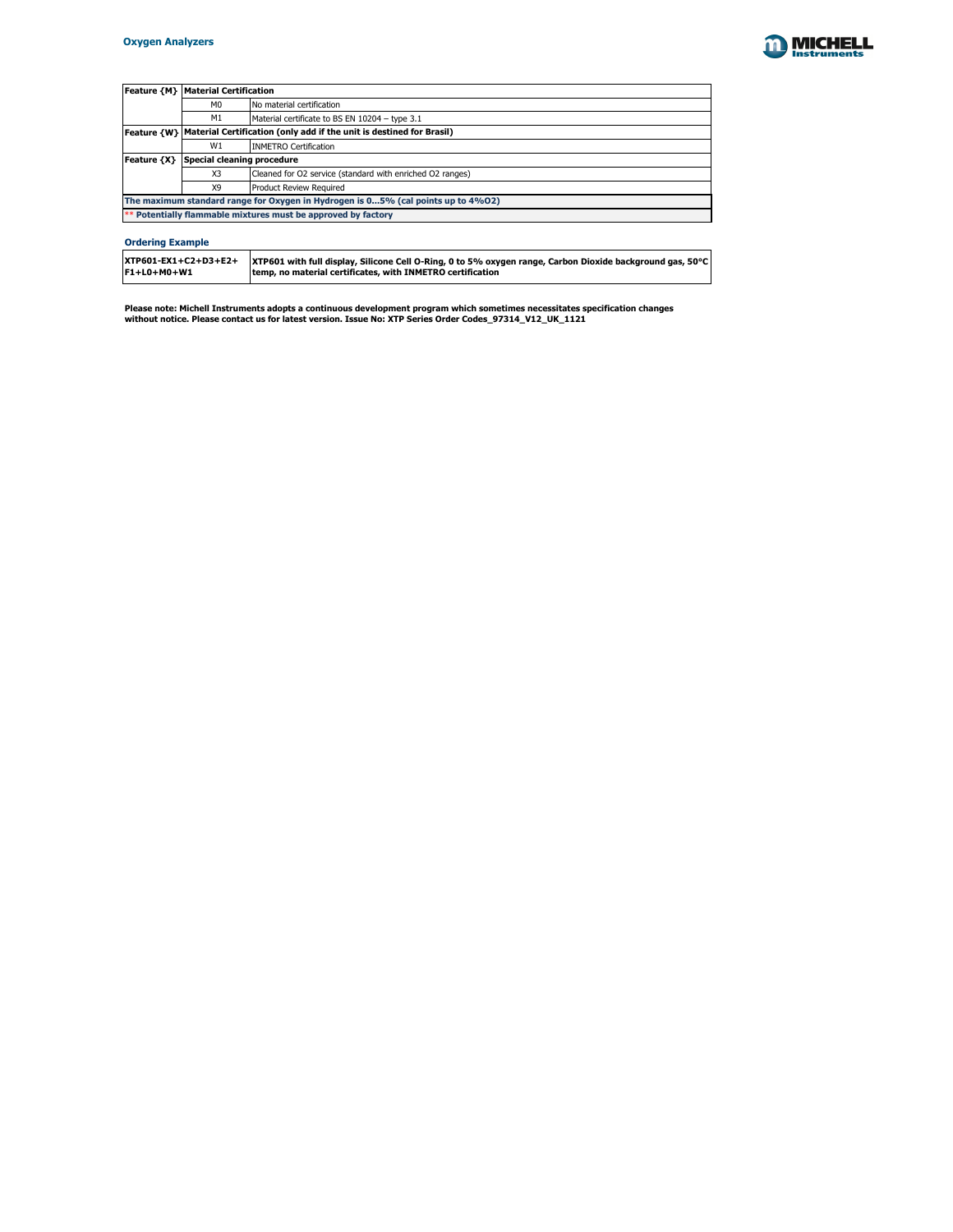| Feature {M} | Material Certification | |
|---|---|---|
| | M0 | No material certification |
| | M1 | Material certificate to BS EN 10204 – type 3.1 |
| Feature {W} | Material Certification (only add if the unit is destined for Brasil) | |
| | W1 | INMETRO Certification |
| Feature {X} | Special cleaning procedure | |
| | X3 | Cleaned for O2 service (standard with enriched O2 ranges) |
| | X9 | Product Review Required |
| The maximum standard range for Oxygen in Hydrogen is 0...5% (cal points up to 4%O2) | | |
| ** Potentially flammable mixtures must be approved by factory | | |

### Ordering Example

| XTP601-EX1+C2+D3+E2+ F1+L0+M0+W1 | XTP601 with full display, Silicone Cell O-Ring, 0 to 5% oxygen range, Carbon Dioxide background gas, 50°C temp, no material certificates, with INMETRO certification |
|---|---|

**Please note: Michell Instruments adopts a continuous development program which sometimes necessitates specification changes without notice. Please contact us for latest version. Issue No: XTP Series Order Codes_97314_V12_UK_1121**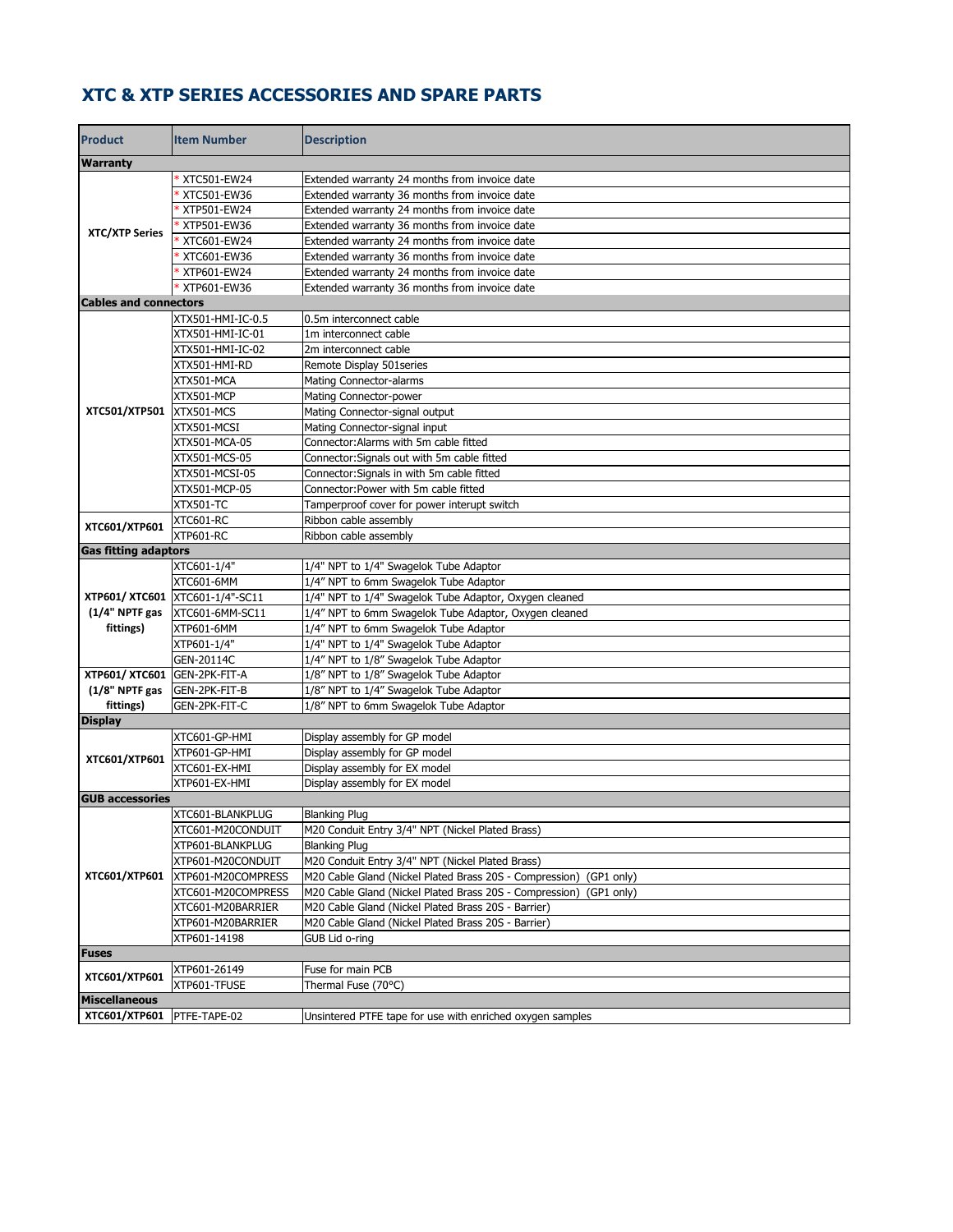# XTC & XTP SERIES ACCESSORIES AND SPARE PARTS

| Product | Item Number | Description |
|---|---|---|
| **Warranty** | | |
| XTC/XTP Series | * XTC501-EW24 | Extended warranty 24 months from invoice date |
| | * XTC501-EW36 | Extended warranty 36 months from invoice date |
| | * XTP501-EW24 | Extended warranty 24 months from invoice date |
| | * XTP501-EW36 | Extended warranty 36 months from invoice date |
| | * XTC601-EW24 | Extended warranty 24 months from invoice date |
| | * XTC601-EW36 | Extended warranty 36 months from invoice date |
| | * XTP601-EW24 | Extended warranty 24 months from invoice date |
| | * XTP601-EW36 | Extended warranty 36 months from invoice date |
| **Cables and connectors** | | |
| XTC501/XTP501 | XTX501-HMI-IC-0.5 | 0.5m interconnect cable |
| | XTX501-HMI-IC-01 | 1m interconnect cable |
| | XTX501-HMI-IC-02 | 2m interconnect cable |
| | XTX501-HMI-RD | Remote Display 501series |
| | XTX501-MCA | Mating Connector-alarms |
| | XTX501-MCP | Mating Connector-power |
| | XTX501-MCS | Mating Connector-signal output |
| | XTX501-MCSI | Mating Connector-signal input |
| | XTX501-MCA-05 | Connector:Alarms with 5m cable fitted |
| | XTX501-MCS-05 | Connector:Signals out with 5m cable fitted |
| | XTX501-MCSI-05 | Connector:Signals in with 5m cable fitted |
| | XTX501-MCP-05 | Connector:Power with 5m cable fitted |
| | XTX501-TC | Tamperproof cover for power interupt switch |
| XTC601/XTP601 | XTC601-RC | Ribbon cable assembly |
| | XTP601-RC | Ribbon cable assembly |
| **Gas fitting adaptors** | | |
| XTP601/ XTC601 (1/4" NPTF gas fittings) | XTC601-1/4" | 1/4" NPT to 1/4" Swagelok Tube Adaptor |
| | XTC601-6MM | 1/4" NPT to 6mm Swagelok Tube Adaptor |
| | XTC601-1/4"-SC11 | 1/4" NPT to 1/4" Swagelok Tube Adaptor, Oxygen cleaned |
| | XTC601-6MM-SC11 | 1/4" NPT to 6mm Swagelok Tube Adaptor, Oxygen cleaned |
| | XTP601-6MM | 1/4" NPT to 6mm Swagelok Tube Adaptor |
| | XTP601-1/4" | 1/4" NPT to 1/4" Swagelok Tube Adaptor |
| | GEN-20114C | 1/4" NPT to 1/8" Swagelok Tube Adaptor |
| XTP601/ XTC601 (1/8" NPTF gas fittings) | GEN-2PK-FIT-A | 1/8" NPT to 1/8" Swagelok Tube Adaptor |
| | GEN-2PK-FIT-B | 1/8" NPT to 1/4" Swagelok Tube Adaptor |
| | GEN-2PK-FIT-C | 1/8" NPT to 6mm Swagelok Tube Adaptor |
| **Display** | | |
| XTC601/XTP601 | XTC601-GP-HMI | Display assembly for GP model |
| | XTP601-GP-HMI | Display assembly for GP model |
| | XTC601-EX-HMI | Display assembly for EX model |
| | XTP601-EX-HMI | Display assembly for EX model |
| **GUB accessories** | | |
| XTC601/XTP601 | XTC601-BLANKPLUG | Blanking Plug |
| | XTC601-M20CONDUIT | M20 Conduit Entry 3/4" NPT (Nickel Plated Brass) |
| | XTP601-BLANKPLUG | Blanking Plug |
| | XTP601-M20CONDUIT | M20 Conduit Entry 3/4" NPT (Nickel Plated Brass) |
| | XTP601-M20COMPRESS | M20 Cable Gland (Nickel Plated Brass 20S - Compression) (GP1 only) |
| | XTC601-M20COMPRESS | M20 Cable Gland (Nickel Plated Brass 20S - Compression) (GP1 only) |
| | XTC601-M20BARRIER | M20 Cable Gland (Nickel Plated Brass 20S - Barrier) |
| | XTP601-M20BARRIER | M20 Cable Gland (Nickel Plated Brass 20S - Barrier) |
| | XTP601-14198 | GUB Lid o-ring |
| **Fuses** | | |
| XTC601/XTP601 | XTP601-26149 | Fuse for main PCB |
| | XTP601-TFUSE | Thermal Fuse (70°C) |
| **Miscellaneous** | | |
| XTC601/XTP601 | PTFE-TAPE-02 | Unsintered PTFE tape for use with enriched oxygen samples |